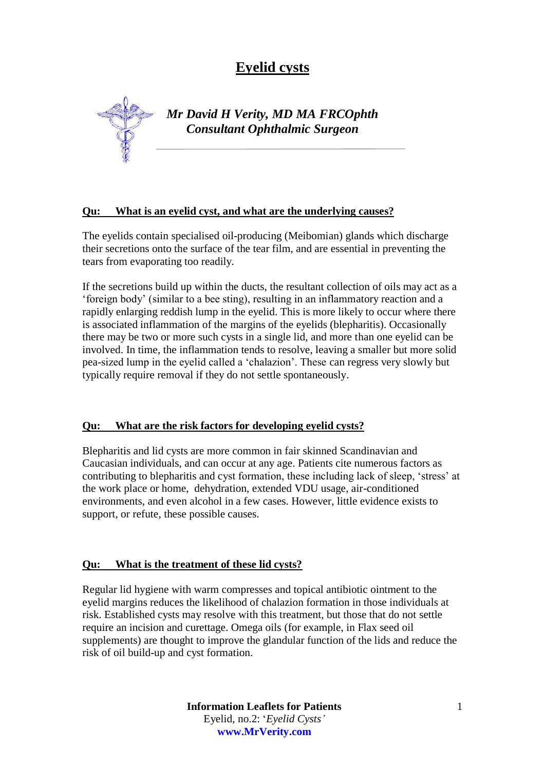# Eyelid cysts

***Mr David H Verity, MD MA FRCOphth***
***Consultant Ophthalmic Surgeon***

## Qu: What is an eyelid cyst, and what are the underlying causes?

The eyelids contain specialised oil-producing (Meibomian) glands which discharge their secretions onto the surface of the tear film, and are essential in preventing the tears from evaporating too readily.

If the secretions build up within the ducts, the resultant collection of oils may act as a 'foreign body' (similar to a bee sting), resulting in an inflammatory reaction and a rapidly enlarging reddish lump in the eyelid. This is more likely to occur where there is associated inflammation of the margins of the eyelids (blepharitis). Occasionally there may be two or more such cysts in a single lid, and more than one eyelid can be involved. In time, the inflammation tends to resolve, leaving a smaller but more solid pea-sized lump in the eyelid called a 'chalazion'. These can regress very slowly but typically require removal if they do not settle spontaneously.

## Qu: What are the risk factors for developing eyelid cysts?

Blepharitis and lid cysts are more common in fair skinned Scandinavian and Caucasian individuals, and can occur at any age. Patients cite numerous factors as contributing to blepharitis and cyst formation, these including lack of sleep, 'stress' at the work place or home, dehydration, extended VDU usage, air-conditioned environments, and even alcohol in a few cases. However, little evidence exists to support, or refute, these possible causes.

## Qu: What is the treatment of these lid cysts?

Regular lid hygiene with warm compresses and topical antibiotic ointment to the eyelid margins reduces the likelihood of chalazion formation in those individuals at risk. Established cysts may resolve with this treatment, but those that do not settle require an incision and curettage. Omega oils (for example, in Flax seed oil supplements) are thought to improve the glandular function of the lids and reduce the risk of oil build-up and cyst formation.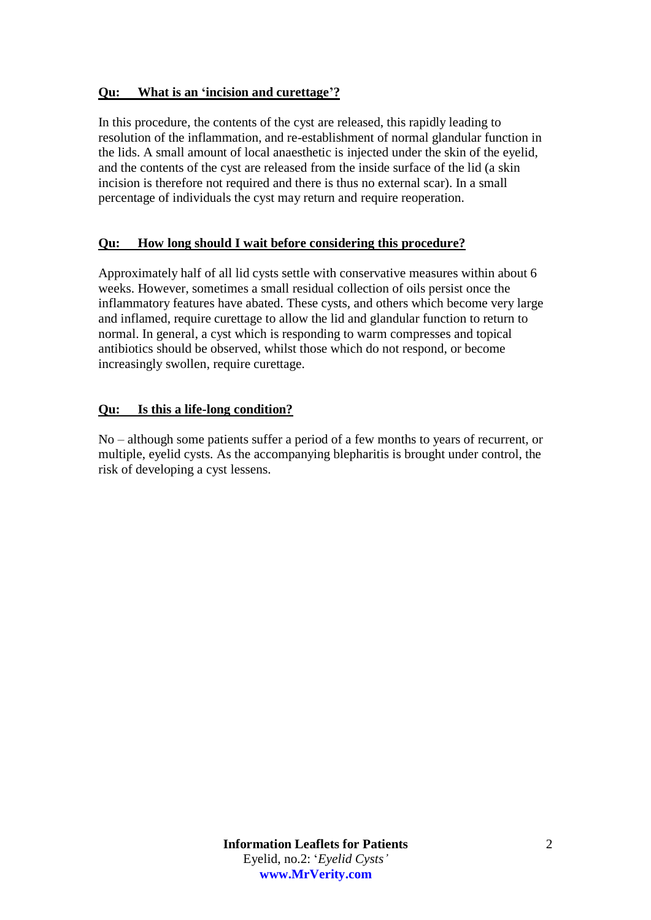**Qu: What is an 'incision and curettage'?**

In this procedure, the contents of the cyst are released, this rapidly leading to resolution of the inflammation, and re-establishment of normal glandular function in the lids. A small amount of local anaesthetic is injected under the skin of the eyelid, and the contents of the cyst are released from the inside surface of the lid (a skin incision is therefore not required and there is thus no external scar). In a small percentage of individuals the cyst may return and require reoperation.

**Qu: How long should I wait before considering this procedure?**

Approximately half of all lid cysts settle with conservative measures within about 6 weeks. However, sometimes a small residual collection of oils persist once the inflammatory features have abated. These cysts, and others which become very large and inflamed, require curettage to allow the lid and glandular function to return to normal. In general, a cyst which is responding to warm compresses and topical antibiotics should be observed, whilst those which do not respond, or become increasingly swollen, require curettage.

**Qu: Is this a life-long condition?**

No – although some patients suffer a period of a few months to years of recurrent, or multiple, eyelid cysts. As the accompanying blepharitis is brought under control, the risk of developing a cyst lessens.